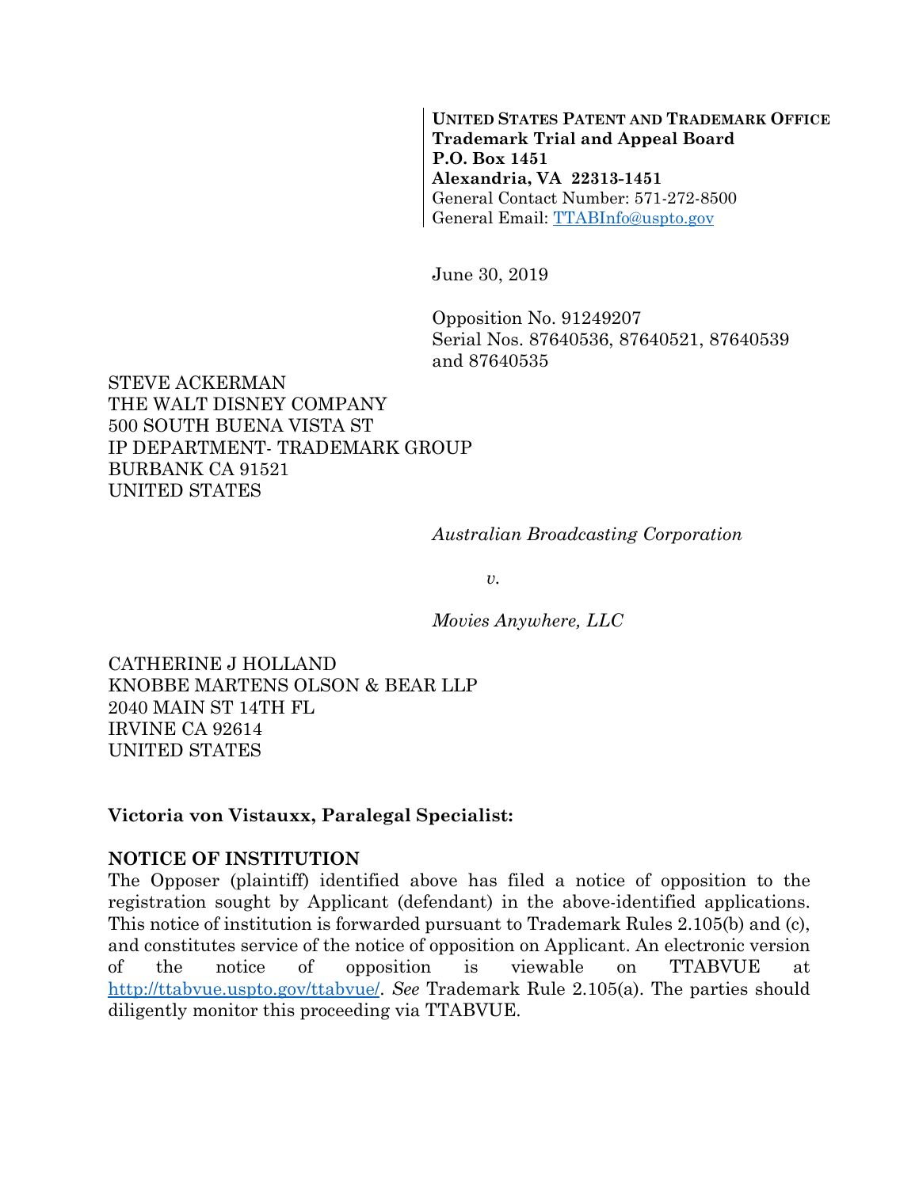**UNITED STATES PATENT AND TRADEMARK OFFICE**
**Trademark Trial and Appeal Board**
**P.O. Box 1451**
**Alexandria, VA 22313-1451**
General Contact Number: 571-272-8500
General Email: TTABInfo@uspto.gov

June 30, 2019

Opposition No. 91249207
Serial Nos. 87640536, 87640521, 87640539 and 87640535

STEVE ACKERMAN
THE WALT DISNEY COMPANY
500 SOUTH BUENA VISTA ST
IP DEPARTMENT- TRADEMARK GROUP
BURBANK CA 91521
UNITED STATES

*Australian Broadcasting Corporation*

*v.*

*Movies Anywhere, LLC*

CATHERINE J HOLLAND
KNOBBE MARTENS OLSON & BEAR LLP
2040 MAIN ST 14TH FL
IRVINE CA 92614
UNITED STATES

**Victoria von Vistauxx, Paralegal Specialist:**

**NOTICE OF INSTITUTION**

The Opposer (plaintiff) identified above has filed a notice of opposition to the registration sought by Applicant (defendant) in the above-identified applications. This notice of institution is forwarded pursuant to Trademark Rules 2.105(b) and (c), and constitutes service of the notice of opposition on Applicant. An electronic version of the notice of opposition is viewable on TTABVUE at http://ttabvue.uspto.gov/ttabvue/. *See* Trademark Rule 2.105(a). The parties should diligently monitor this proceeding via TTABVUE.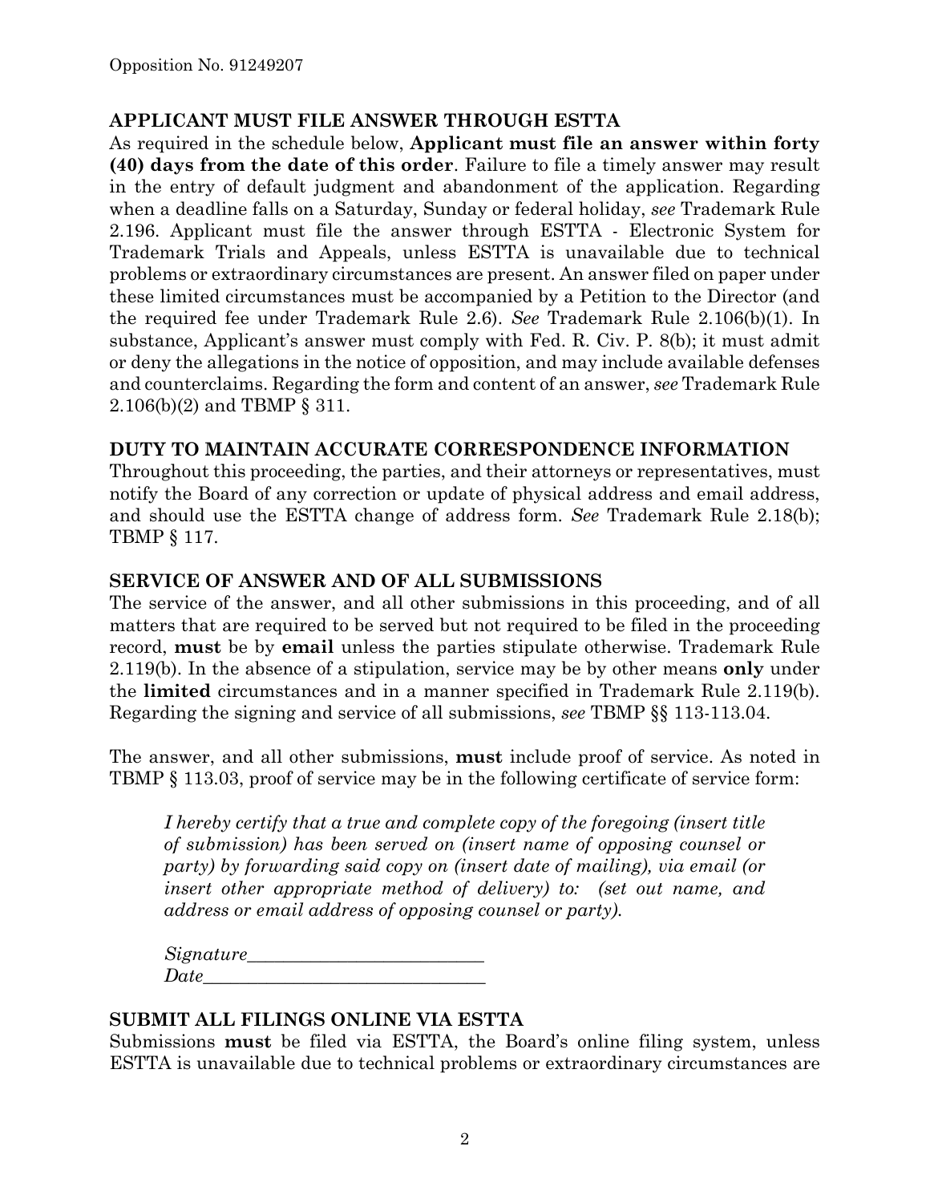## APPLICANT MUST FILE ANSWER THROUGH ESTTA

As required in the schedule below, **Applicant must file an answer within forty (40) days from the date of this order**. Failure to file a timely answer may result in the entry of default judgment and abandonment of the application. Regarding when a deadline falls on a Saturday, Sunday or federal holiday, *see* Trademark Rule 2.196. Applicant must file the answer through ESTTA - Electronic System for Trademark Trials and Appeals, unless ESTTA is unavailable due to technical problems or extraordinary circumstances are present. An answer filed on paper under these limited circumstances must be accompanied by a Petition to the Director (and the required fee under Trademark Rule 2.6). *See* Trademark Rule 2.106(b)(1). In substance, Applicant's answer must comply with Fed. R. Civ. P. 8(b); it must admit or deny the allegations in the notice of opposition, and may include available defenses and counterclaims. Regarding the form and content of an answer, *see* Trademark Rule 2.106(b)(2) and TBMP § 311.

## DUTY TO MAINTAIN ACCURATE CORRESPONDENCE INFORMATION

Throughout this proceeding, the parties, and their attorneys or representatives, must notify the Board of any correction or update of physical address and email address, and should use the ESTTA change of address form. *See* Trademark Rule 2.18(b); TBMP § 117.

## SERVICE OF ANSWER AND OF ALL SUBMISSIONS

The service of the answer, and all other submissions in this proceeding, and of all matters that are required to be served but not required to be filed in the proceeding record, **must** be by **email** unless the parties stipulate otherwise. Trademark Rule 2.119(b). In the absence of a stipulation, service may be by other means **only** under the **limited** circumstances and in a manner specified in Trademark Rule 2.119(b). Regarding the signing and service of all submissions, *see* TBMP §§ 113-113.04.

The answer, and all other submissions, **must** include proof of service. As noted in TBMP § 113.03, proof of service may be in the following certificate of service form:

> *I hereby certify that a true and complete copy of the foregoing (insert title of submission) has been served on (insert name of opposing counsel or party) by forwarding said copy on (insert date of mailing), via email (or insert other appropriate method of delivery) to: (set out name, and address or email address of opposing counsel or party).*
>
> *Signature*\_\_\_\_\_\_\_\_\_\_\_\_\_\_\_\_\_\_\_\_\_\_\_\_\_\_
> *Date*\_\_\_\_\_\_\_\_\_\_\_\_\_\_\_\_\_\_\_\_\_\_\_\_\_\_\_\_\_\_\_

## SUBMIT ALL FILINGS ONLINE VIA ESTTA

Submissions **must** be filed via ESTTA, the Board's online filing system, unless ESTTA is unavailable due to technical problems or extraordinary circumstances are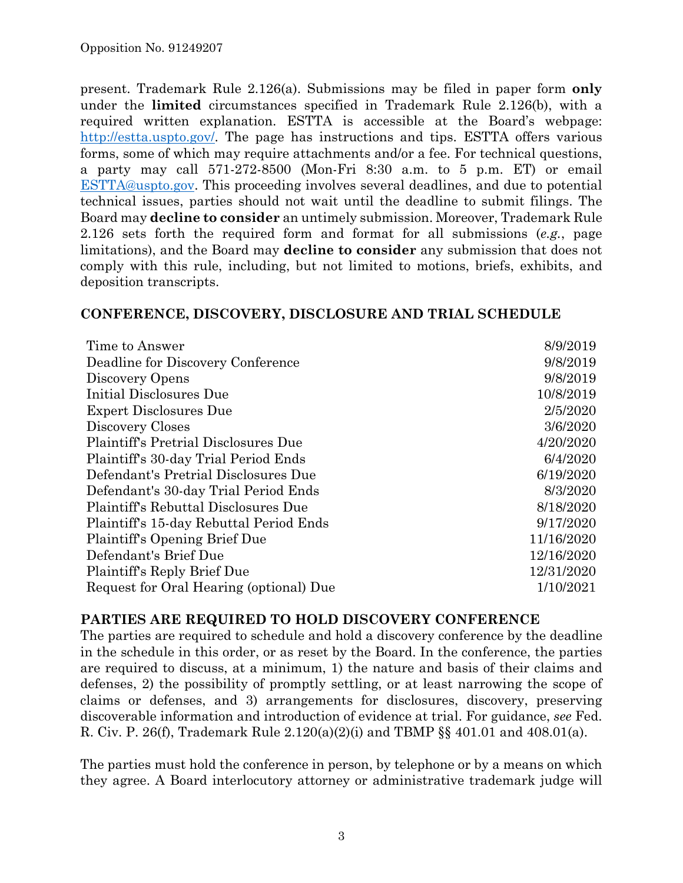present. Trademark Rule 2.126(a). Submissions may be filed in paper form **only** under the **limited** circumstances specified in Trademark Rule 2.126(b), with a required written explanation. ESTTA is accessible at the Board's webpage: http://estta.uspto.gov/. The page has instructions and tips. ESTTA offers various forms, some of which may require attachments and/or a fee. For technical questions, a party may call 571-272-8500 (Mon-Fri 8:30 a.m. to 5 p.m. ET) or email ESTTA@uspto.gov. This proceeding involves several deadlines, and due to potential technical issues, parties should not wait until the deadline to submit filings. The Board may **decline to consider** an untimely submission. Moreover, Trademark Rule 2.126 sets forth the required form and format for all submissions (*e.g.*, page limitations), and the Board may **decline to consider** any submission that does not comply with this rule, including, but not limited to, motions, briefs, exhibits, and deposition transcripts.

## CONFERENCE, DISCOVERY, DISCLOSURE AND TRIAL SCHEDULE

| | |
|---|---|
| Time to Answer | 8/9/2019 |
| Deadline for Discovery Conference | 9/8/2019 |
| Discovery Opens | 9/8/2019 |
| Initial Disclosures Due | 10/8/2019 |
| Expert Disclosures Due | 2/5/2020 |
| Discovery Closes | 3/6/2020 |
| Plaintiff's Pretrial Disclosures Due | 4/20/2020 |
| Plaintiff's 30-day Trial Period Ends | 6/4/2020 |
| Defendant's Pretrial Disclosures Due | 6/19/2020 |
| Defendant's 30-day Trial Period Ends | 8/3/2020 |
| Plaintiff's Rebuttal Disclosures Due | 8/18/2020 |
| Plaintiff's 15-day Rebuttal Period Ends | 9/17/2020 |
| Plaintiff's Opening Brief Due | 11/16/2020 |
| Defendant's Brief Due | 12/16/2020 |
| Plaintiff's Reply Brief Due | 12/31/2020 |
| Request for Oral Hearing (optional) Due | 1/10/2021 |

## PARTIES ARE REQUIRED TO HOLD DISCOVERY CONFERENCE

The parties are required to schedule and hold a discovery conference by the deadline in the schedule in this order, or as reset by the Board. In the conference, the parties are required to discuss, at a minimum, 1) the nature and basis of their claims and defenses, 2) the possibility of promptly settling, or at least narrowing the scope of claims or defenses, and 3) arrangements for disclosures, discovery, preserving discoverable information and introduction of evidence at trial. For guidance, *see* Fed. R. Civ. P. 26(f), Trademark Rule 2.120(a)(2)(i) and TBMP §§ 401.01 and 408.01(a).

The parties must hold the conference in person, by telephone or by a means on which they agree. A Board interlocutory attorney or administrative trademark judge will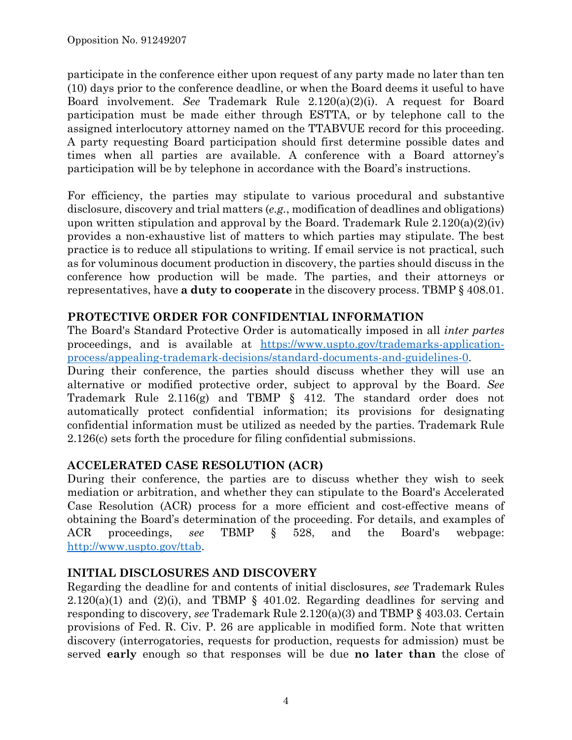participate in the conference either upon request of any party made no later than ten (10) days prior to the conference deadline, or when the Board deems it useful to have Board involvement. *See* Trademark Rule 2.120(a)(2)(i). A request for Board participation must be made either through ESTTA, or by telephone call to the assigned interlocutory attorney named on the TTABVUE record for this proceeding. A party requesting Board participation should first determine possible dates and times when all parties are available. A conference with a Board attorney's participation will be by telephone in accordance with the Board's instructions.

For efficiency, the parties may stipulate to various procedural and substantive disclosure, discovery and trial matters (*e.g.*, modification of deadlines and obligations) upon written stipulation and approval by the Board. Trademark Rule 2.120(a)(2)(iv) provides a non-exhaustive list of matters to which parties may stipulate. The best practice is to reduce all stipulations to writing. If email service is not practical, such as for voluminous document production in discovery, the parties should discuss in the conference how production will be made. The parties, and their attorneys or representatives, have **a duty to cooperate** in the discovery process. TBMP § 408.01.

## PROTECTIVE ORDER FOR CONFIDENTIAL INFORMATION

The Board's Standard Protective Order is automatically imposed in all *inter partes* proceedings, and is available at [https://www.uspto.gov/trademarks-application-process/appealing-trademark-decisions/standard-documents-and-guidelines-0](https://www.uspto.gov/trademarks-application-process/appealing-trademark-decisions/standard-documents-and-guidelines-0).
During their conference, the parties should discuss whether they will use an alternative or modified protective order, subject to approval by the Board. *See* Trademark Rule 2.116(g) and TBMP § 412. The standard order does not automatically protect confidential information; its provisions for designating confidential information must be utilized as needed by the parties. Trademark Rule 2.126(c) sets forth the procedure for filing confidential submissions.

## ACCELERATED CASE RESOLUTION (ACR)

During their conference, the parties are to discuss whether they wish to seek mediation or arbitration, and whether they can stipulate to the Board's Accelerated Case Resolution (ACR) process for a more efficient and cost-effective means of obtaining the Board's determination of the proceeding. For details, and examples of ACR proceedings, *see* TBMP § 528, and the Board's webpage: [http://www.uspto.gov/ttab](http://www.uspto.gov/ttab).

## INITIAL DISCLOSURES AND DISCOVERY

Regarding the deadline for and contents of initial disclosures, *see* Trademark Rules 2.120(a)(1) and (2)(i), and TBMP § 401.02. Regarding deadlines for serving and responding to discovery, *see* Trademark Rule 2.120(a)(3) and TBMP § 403.03. Certain provisions of Fed. R. Civ. P. 26 are applicable in modified form. Note that written discovery (interrogatories, requests for production, requests for admission) must be served **early** enough so that responses will be due **no later than** the close of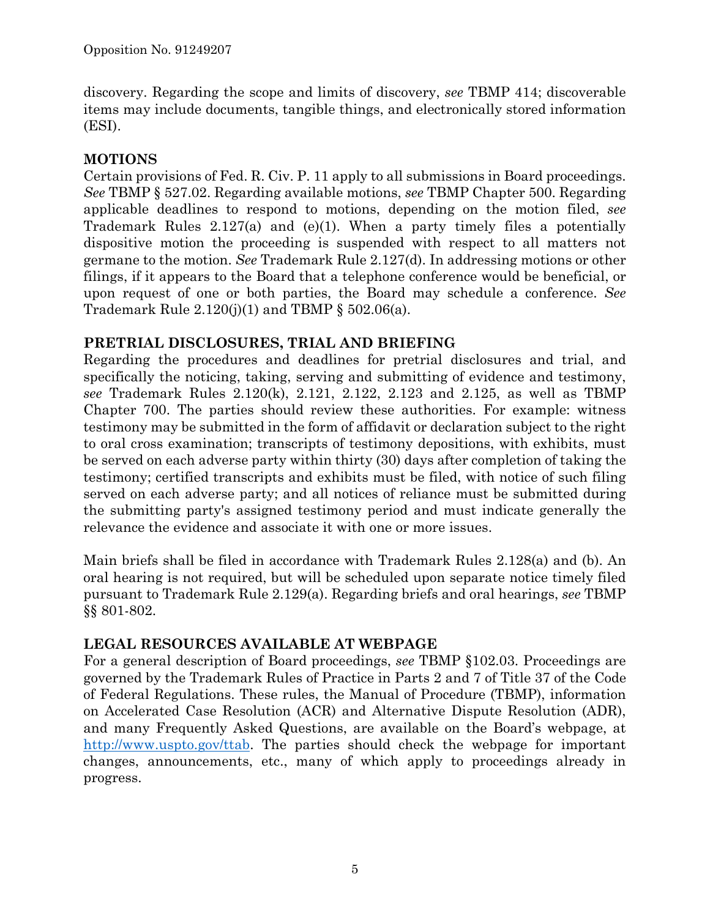discovery. Regarding the scope and limits of discovery, *see* TBMP 414; discoverable items may include documents, tangible things, and electronically stored information (ESI).

## MOTIONS

Certain provisions of Fed. R. Civ. P. 11 apply to all submissions in Board proceedings. *See* TBMP § 527.02. Regarding available motions, *see* TBMP Chapter 500. Regarding applicable deadlines to respond to motions, depending on the motion filed, *see* Trademark Rules 2.127(a) and (e)(1). When a party timely files a potentially dispositive motion the proceeding is suspended with respect to all matters not germane to the motion. *See* Trademark Rule 2.127(d). In addressing motions or other filings, if it appears to the Board that a telephone conference would be beneficial, or upon request of one or both parties, the Board may schedule a conference. *See* Trademark Rule 2.120(j)(1) and TBMP § 502.06(a).

## PRETRIAL DISCLOSURES, TRIAL AND BRIEFING

Regarding the procedures and deadlines for pretrial disclosures and trial, and specifically the noticing, taking, serving and submitting of evidence and testimony, *see* Trademark Rules 2.120(k), 2.121, 2.122, 2.123 and 2.125, as well as TBMP Chapter 700. The parties should review these authorities. For example: witness testimony may be submitted in the form of affidavit or declaration subject to the right to oral cross examination; transcripts of testimony depositions, with exhibits, must be served on each adverse party within thirty (30) days after completion of taking the testimony; certified transcripts and exhibits must be filed, with notice of such filing served on each adverse party; and all notices of reliance must be submitted during the submitting party's assigned testimony period and must indicate generally the relevance the evidence and associate it with one or more issues.

Main briefs shall be filed in accordance with Trademark Rules 2.128(a) and (b). An oral hearing is not required, but will be scheduled upon separate notice timely filed pursuant to Trademark Rule 2.129(a). Regarding briefs and oral hearings, *see* TBMP §§ 801-802.

## LEGAL RESOURCES AVAILABLE AT WEBPAGE

For a general description of Board proceedings, *see* TBMP §102.03. Proceedings are governed by the Trademark Rules of Practice in Parts 2 and 7 of Title 37 of the Code of Federal Regulations. These rules, the Manual of Procedure (TBMP), information on Accelerated Case Resolution (ACR) and Alternative Dispute Resolution (ADR), and many Frequently Asked Questions, are available on the Board's webpage, at http://www.uspto.gov/ttab. The parties should check the webpage for important changes, announcements, etc., many of which apply to proceedings already in progress.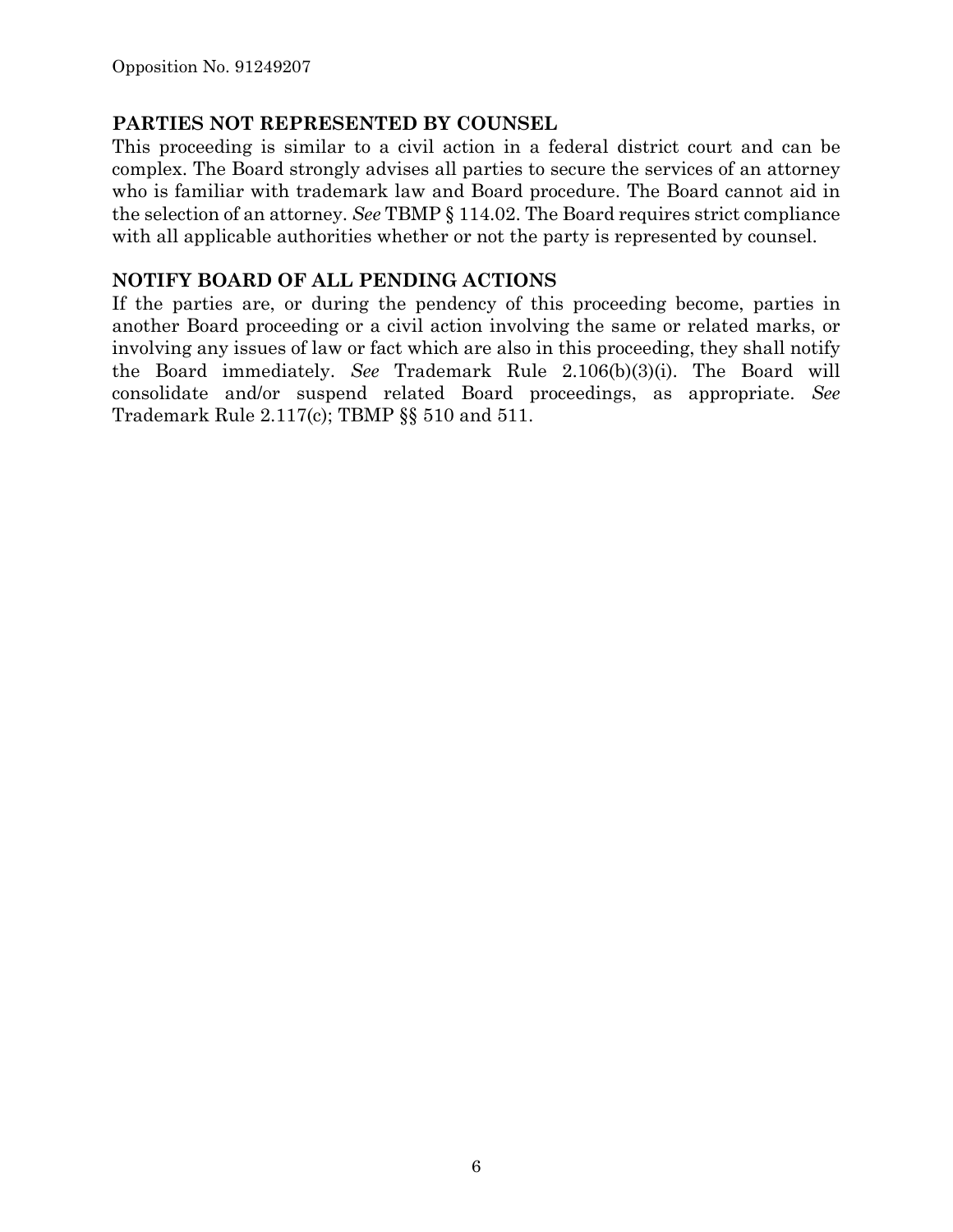**PARTIES NOT REPRESENTED BY COUNSEL**

This proceeding is similar to a civil action in a federal district court and can be complex. The Board strongly advises all parties to secure the services of an attorney who is familiar with trademark law and Board procedure. The Board cannot aid in the selection of an attorney. *See* TBMP § 114.02. The Board requires strict compliance with all applicable authorities whether or not the party is represented by counsel.

**NOTIFY BOARD OF ALL PENDING ACTIONS**

If the parties are, or during the pendency of this proceeding become, parties in another Board proceeding or a civil action involving the same or related marks, or involving any issues of law or fact which are also in this proceeding, they shall notify the Board immediately. *See* Trademark Rule 2.106(b)(3)(i). The Board will consolidate and/or suspend related Board proceedings, as appropriate. *See* Trademark Rule 2.117(c); TBMP §§ 510 and 511.